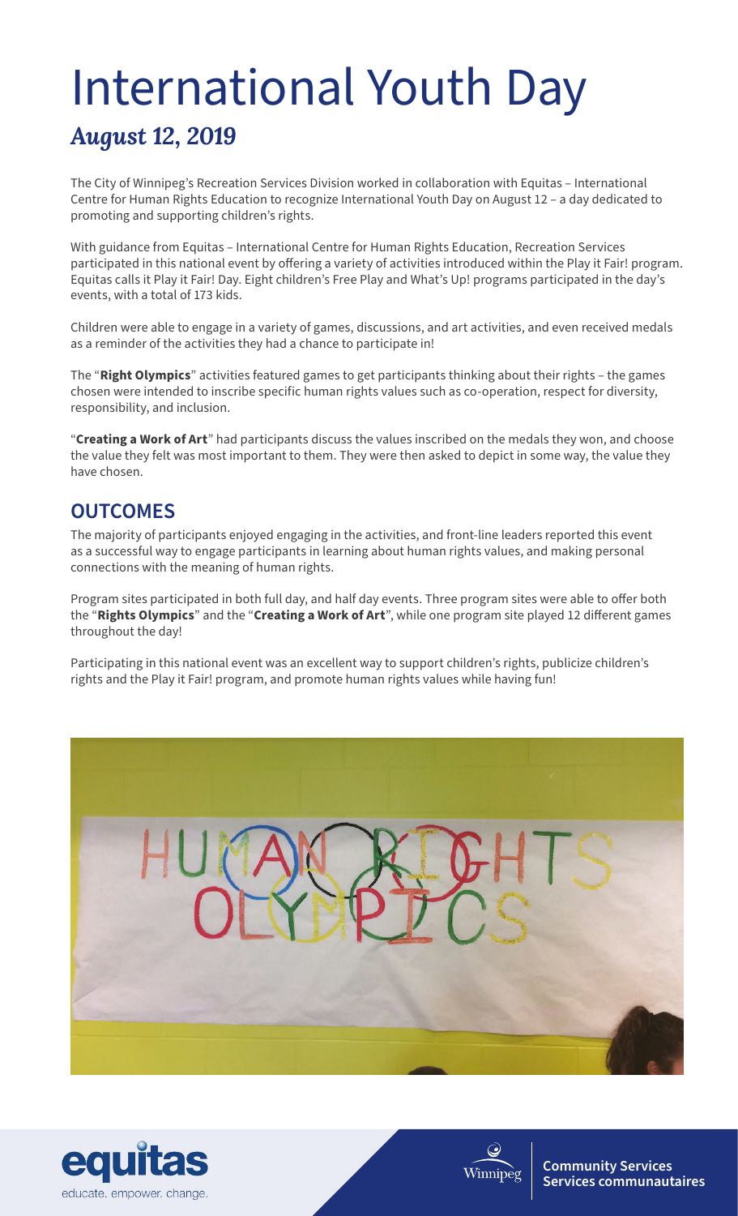# International Youth Day

## *August 12, 2019*

The City of Winnipeg's Recreation Services Division worked in collaboration with Equitas – International Centre for Human Rights Education to recognize International Youth Day on August 12 – a day dedicated to promoting and supporting children's rights.

With guidance from Equitas – International Centre for Human Rights Education, Recreation Services participated in this national event by offering a variety of activities introduced within the Play it Fair! program. Equitas calls it Play it Fair! Day. Eight children's Free Play and What's Up! programs participated in the day's events, with a total of 173 kids.

Children were able to engage in a variety of games, discussions, and art activities, and even received medals as a reminder of the activities they had a chance to participate in!

The "**Right Olympics**" activities featured games to get participants thinking about their rights – the games chosen were intended to inscribe specific human rights values such as co-operation, respect for diversity, responsibility, and inclusion.

"**Creating a Work of Art**" had participants discuss the values inscribed on the medals they won, and choose the value they felt was most important to them. They were then asked to depict in some way, the value they have chosen.

## OUTCOMES

The majority of participants enjoyed engaging in the activities, and front-line leaders reported this event as a successful way to engage participants in learning about human rights values, and making personal connections with the meaning of human rights.

Program sites participated in both full day, and half day events. Three program sites were able to offer both the "**Rights Olympics**" and the "**Creating a Work of Art**", while one program site played 12 different games throughout the day!

Participating in this national event was an excellent way to support children's rights, publicize children's rights and the Play it Fair! program, and promote human rights values while having fun!

equitas
educate. empower. change.

Winnipeg

**Community Services**
**Services communautaires**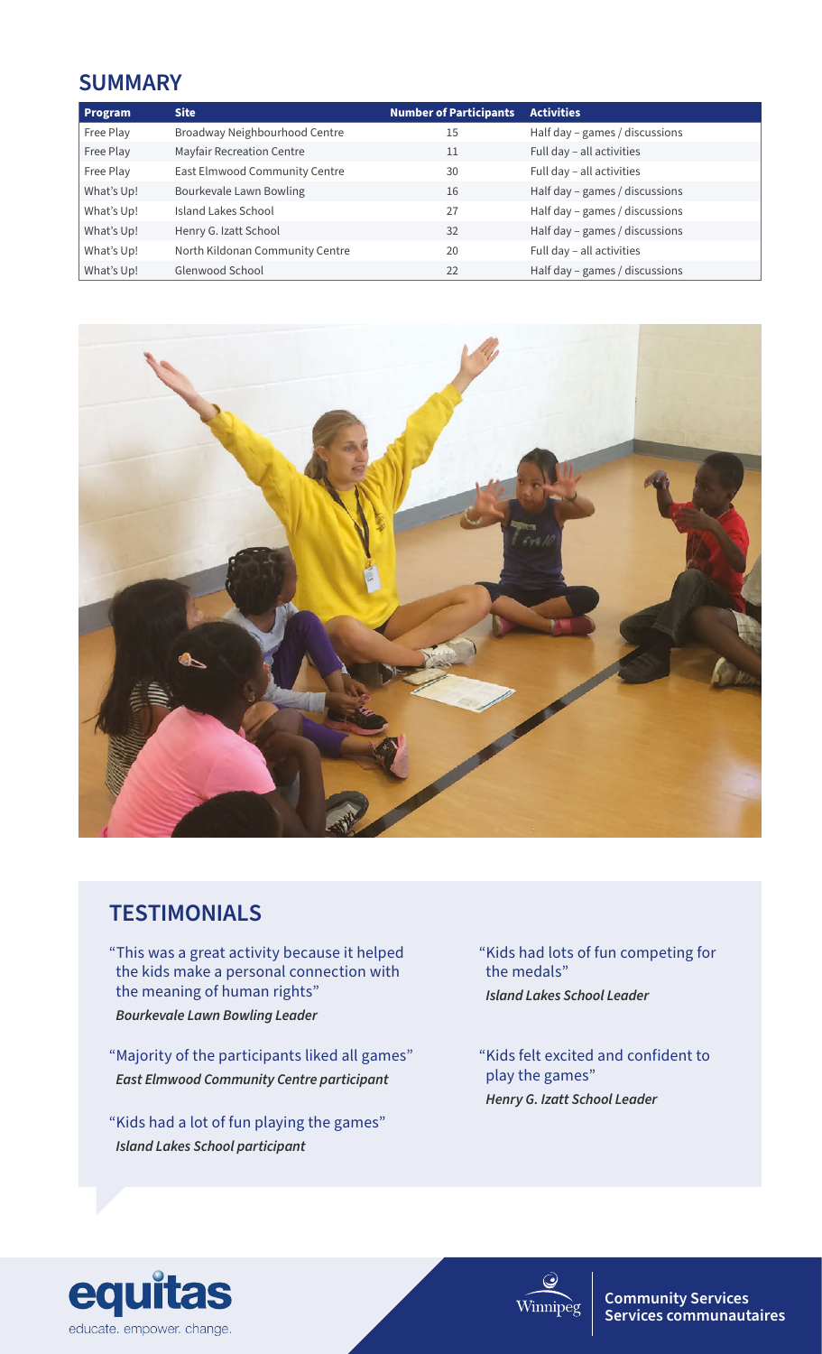## SUMMARY

| Program | Site | Number of Participants | Activities |
|---|---|---|---|
| Free Play | Broadway Neighbourhood Centre | 15 | Half day – games / discussions |
| Free Play | Mayfair Recreation Centre | 11 | Full day – all activities |
| Free Play | East Elmwood Community Centre | 30 | Full day – all activities |
| What's Up! | Bourkevale Lawn Bowling | 16 | Half day – games / discussions |
| What's Up! | Island Lakes School | 27 | Half day – games / discussions |
| What's Up! | Henry G. Izatt School | 32 | Half day – games / discussions |
| What's Up! | North Kildonan Community Centre | 20 | Full day – all activities |
| What's Up! | Glenwood School | 22 | Half day – games / discussions |

## TESTIMONIALS

"This was a great activity because it helped the kids make a personal connection with the meaning of human rights"
***Bourkevale Lawn Bowling Leader***

"Majority of the participants liked all games"
***East Elmwood Community Centre participant***

"Kids had a lot of fun playing the games"
***Island Lakes School participant***

"Kids had lots of fun competing for the medals"
***Island Lakes School Leader***

"Kids felt excited and confident to play the games"
***Henry G. Izatt School Leader***

equitas
educate. empower. change.

Winnipeg

**Community Services**
**Services communautaires**